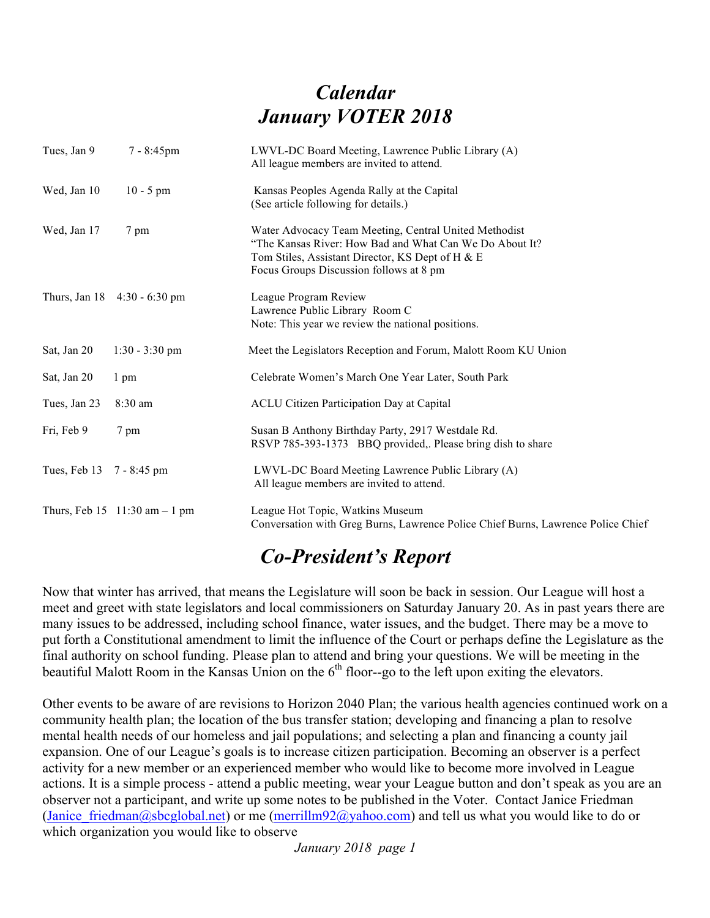# *Calendar*
# *January VOTER 2018*

| | | |
|---|---|---|
| Tues, Jan 9 | 7 - 8:45pm | LWVL-DC Board Meeting, Lawrence Public Library (A)<br>All league members are invited to attend. |
| Wed, Jan 10 | 10 - 5 pm | Kansas Peoples Agenda Rally at the Capital<br>(See article following for details.) |
| Wed, Jan 17 | 7 pm | Water Advocacy Team Meeting, Central United Methodist<br>"The Kansas River: How Bad and What Can We Do About It?<br>Tom Stiles, Assistant Director, KS Dept of H & E<br>Focus Groups Discussion follows at 8 pm |
| Thurs, Jan 18 | 4:30 - 6:30 pm | League Program Review<br>Lawrence Public Library Room C<br>Note: This year we review the national positions. |
| Sat, Jan 20 | 1:30 - 3:30 pm | Meet the Legislators Reception and Forum, Malott Room KU Union |
| Sat, Jan 20 | 1 pm | Celebrate Women's March One Year Later, South Park |
| Tues, Jan 23 | 8:30 am | ACLU Citizen Participation Day at Capital |
| Fri, Feb 9 | 7 pm | Susan B Anthony Birthday Party, 2917 Westdale Rd.<br>RSVP 785-393-1373 BBQ provided,. Please bring dish to share |
| Tues, Feb 13 | 7 - 8:45 pm | LWVL-DC Board Meeting Lawrence Public Library (A)<br>All league members are invited to attend. |
| Thurs, Feb 15 | 11:30 am – 1 pm | League Hot Topic, Watkins Museum<br>Conversation with Greg Burns, Lawrence Police Chief Burns, Lawrence Police Chief |

# *Co-President's Report*

Now that winter has arrived, that means the Legislature will soon be back in session. Our League will host a meet and greet with state legislators and local commissioners on Saturday January 20. As in past years there are many issues to be addressed, including school finance, water issues, and the budget. There may be a move to put forth a Constitutional amendment to limit the influence of the Court or perhaps define the Legislature as the final authority on school funding. Please plan to attend and bring your questions. We will be meeting in the beautiful Malott Room in the Kansas Union on the 6th floor--go to the left upon exiting the elevators.

Other events to be aware of are revisions to Horizon 2040 Plan; the various health agencies continued work on a community health plan; the location of the bus transfer station; developing and financing a plan to resolve mental health needs of our homeless and jail populations; and selecting a plan and financing a county jail expansion. One of our League's goals is to increase citizen participation. Becoming an observer is a perfect activity for a new member or an experienced member who would like to become more involved in League actions. It is a simple process - attend a public meeting, wear your League button and don't speak as you are an observer not a participant, and write up some notes to be published in the Voter. Contact Janice Friedman (Janice_friedman@sbcglobal.net) or me (merrillm92@yahoo.com) and tell us what you would like to do or which organization you would like to observe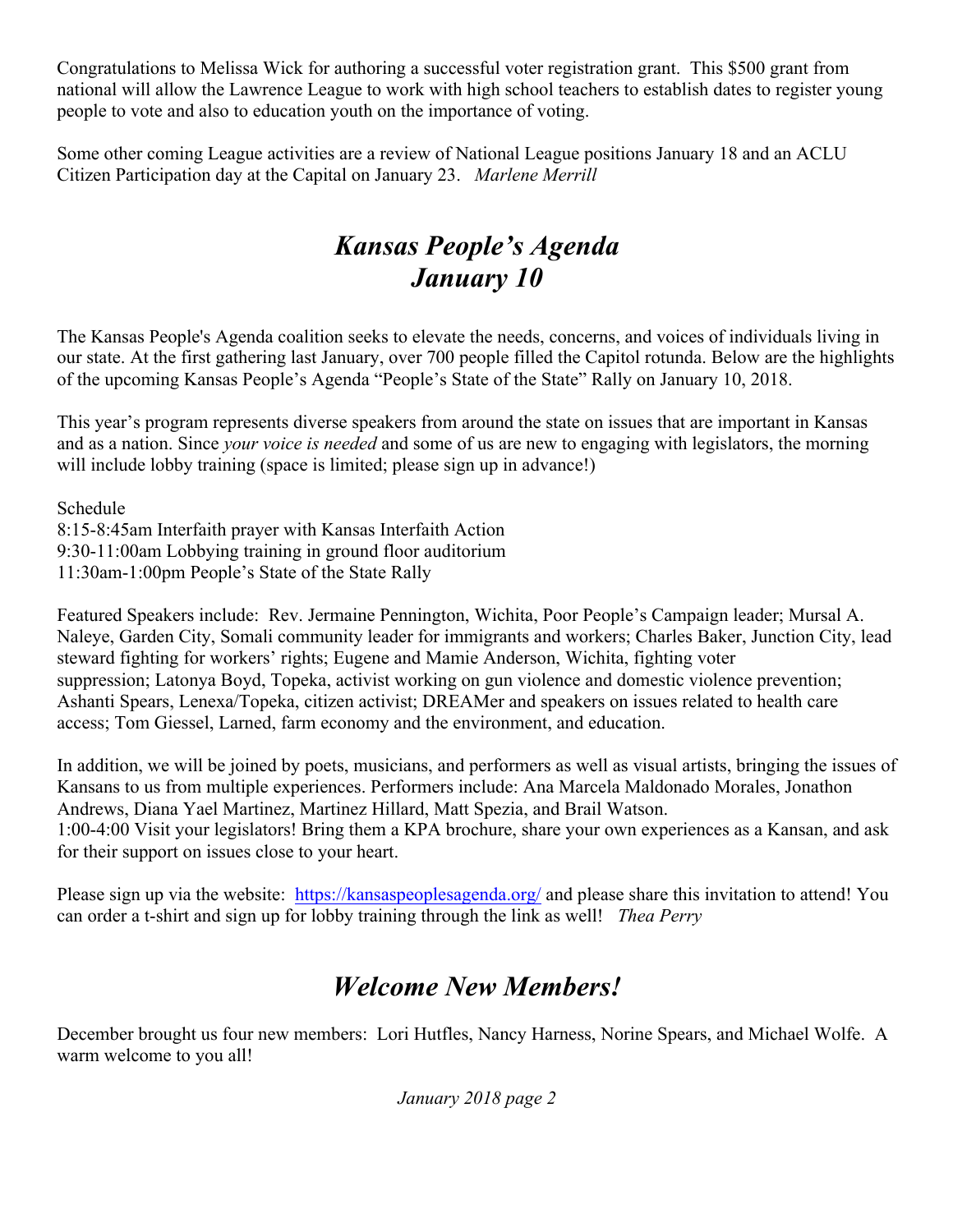Congratulations to Melissa Wick for authoring a successful voter registration grant. This $500 grant from national will allow the Lawrence League to work with high school teachers to establish dates to register young people to vote and also to education youth on the importance of voting.

Some other coming League activities are a review of National League positions January 18 and an ACLU Citizen Participation day at the Capital on January 23. *Marlene Merrill*

# *Kansas People's Agenda January 10*

The Kansas People's Agenda coalition seeks to elevate the needs, concerns, and voices of individuals living in our state. At the first gathering last January, over 700 people filled the Capitol rotunda. Below are the highlights of the upcoming Kansas People's Agenda "People's State of the State" Rally on January 10, 2018.

This year's program represents diverse speakers from around the state on issues that are important in Kansas and as a nation. Since *your voice is needed* and some of us are new to engaging with legislators, the morning will include lobby training (space is limited; please sign up in advance!)

Schedule
8:15-8:45am Interfaith prayer with Kansas Interfaith Action
9:30-11:00am Lobbying training in ground floor auditorium
11:30am-1:00pm People's State of the State Rally

Featured Speakers include: Rev. Jermaine Pennington, Wichita, Poor People's Campaign leader; Mursal A. Naleye, Garden City, Somali community leader for immigrants and workers; Charles Baker, Junction City, lead steward fighting for workers' rights; Eugene and Mamie Anderson, Wichita, fighting voter suppression; Latonya Boyd, Topeka, activist working on gun violence and domestic violence prevention; Ashanti Spears, Lenexa/Topeka, citizen activist; DREAMer and speakers on issues related to health care access; Tom Giessel, Larned, farm economy and the environment, and education.

In addition, we will be joined by poets, musicians, and performers as well as visual artists, bringing the issues of Kansans to us from multiple experiences. Performers include: Ana Marcela Maldonado Morales, Jonathon Andrews, Diana Yael Martinez, Martinez Hillard, Matt Spezia, and Brail Watson.
1:00-4:00 Visit your legislators! Bring them a KPA brochure, share your own experiences as a Kansan, and ask for their support on issues close to your heart.

Please sign up via the website: https://kansaspeoplesagenda.org/ and please share this invitation to attend! You can order a t-shirt and sign up for lobby training through the link as well! *Thea Perry*

# *Welcome New Members!*

December brought us four new members: Lori Hutfles, Nancy Harness, Norine Spears, and Michael Wolfe. A warm welcome to you all!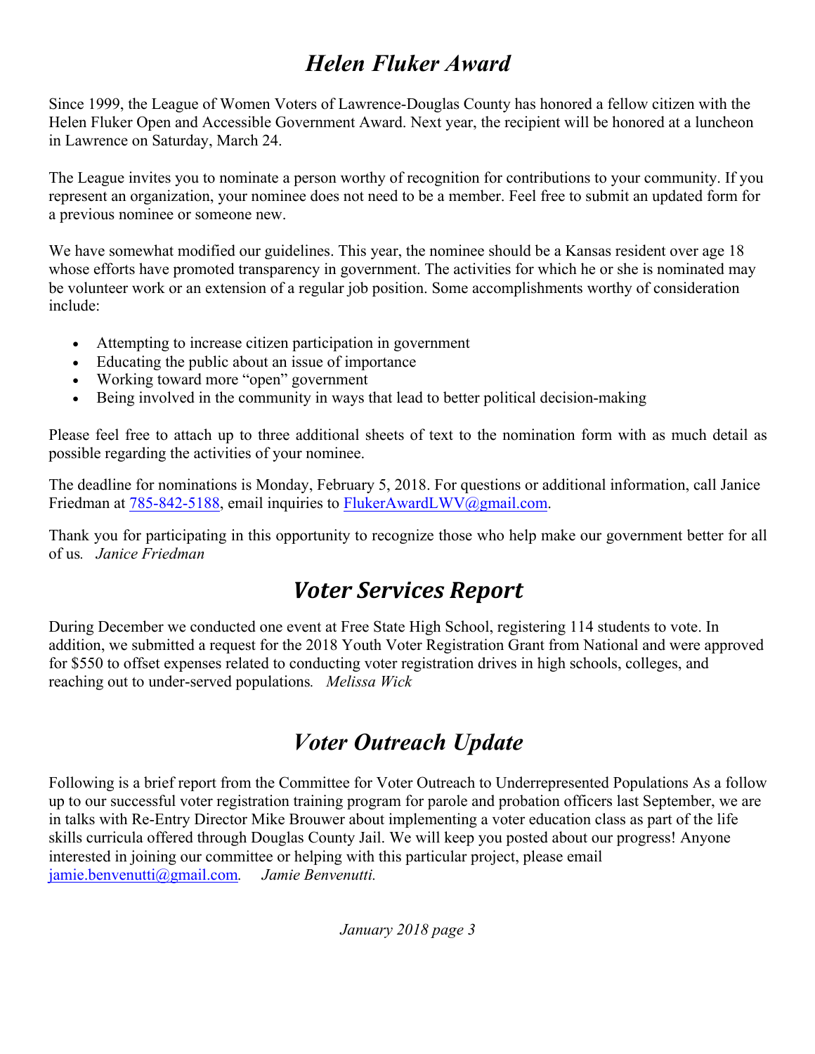## *Helen Fluker Award*

Since 1999, the League of Women Voters of Lawrence-Douglas County has honored a fellow citizen with the Helen Fluker Open and Accessible Government Award. Next year, the recipient will be honored at a luncheon in Lawrence on Saturday, March 24.

The League invites you to nominate a person worthy of recognition for contributions to your community. If you represent an organization, your nominee does not need to be a member. Feel free to submit an updated form for a previous nominee or someone new.

We have somewhat modified our guidelines. This year, the nominee should be a Kansas resident over age 18 whose efforts have promoted transparency in government. The activities for which he or she is nominated may be volunteer work or an extension of a regular job position. Some accomplishments worthy of consideration include:

- Attempting to increase citizen participation in government
- Educating the public about an issue of importance
- Working toward more "open" government
- Being involved in the community in ways that lead to better political decision-making

Please feel free to attach up to three additional sheets of text to the nomination form with as much detail as possible regarding the activities of your nominee.

The deadline for nominations is Monday, February 5, 2018. For questions or additional information, call Janice Friedman at 785-842-5188, email inquiries to FlukerAwardLWV@gmail.com.

Thank you for participating in this opportunity to recognize those who help make our government better for all of us. *Janice Friedman*

## *Voter Services Report*

During December we conducted one event at Free State High School, registering 114 students to vote. In addition, we submitted a request for the 2018 Youth Voter Registration Grant from National and were approved for $550 to offset expenses related to conducting voter registration drives in high schools, colleges, and reaching out to under-served populations. *Melissa Wick*

## *Voter Outreach Update*

Following is a brief report from the Committee for Voter Outreach to Underrepresented Populations As a follow up to our successful voter registration training program for parole and probation officers last September, we are in talks with Re-Entry Director Mike Brouwer about implementing a voter education class as part of the life skills curricula offered through Douglas County Jail. We will keep you posted about our progress! Anyone interested in joining our committee or helping with this particular project, please email jamie.benvenutti@gmail.com. *Jamie Benvenutti.*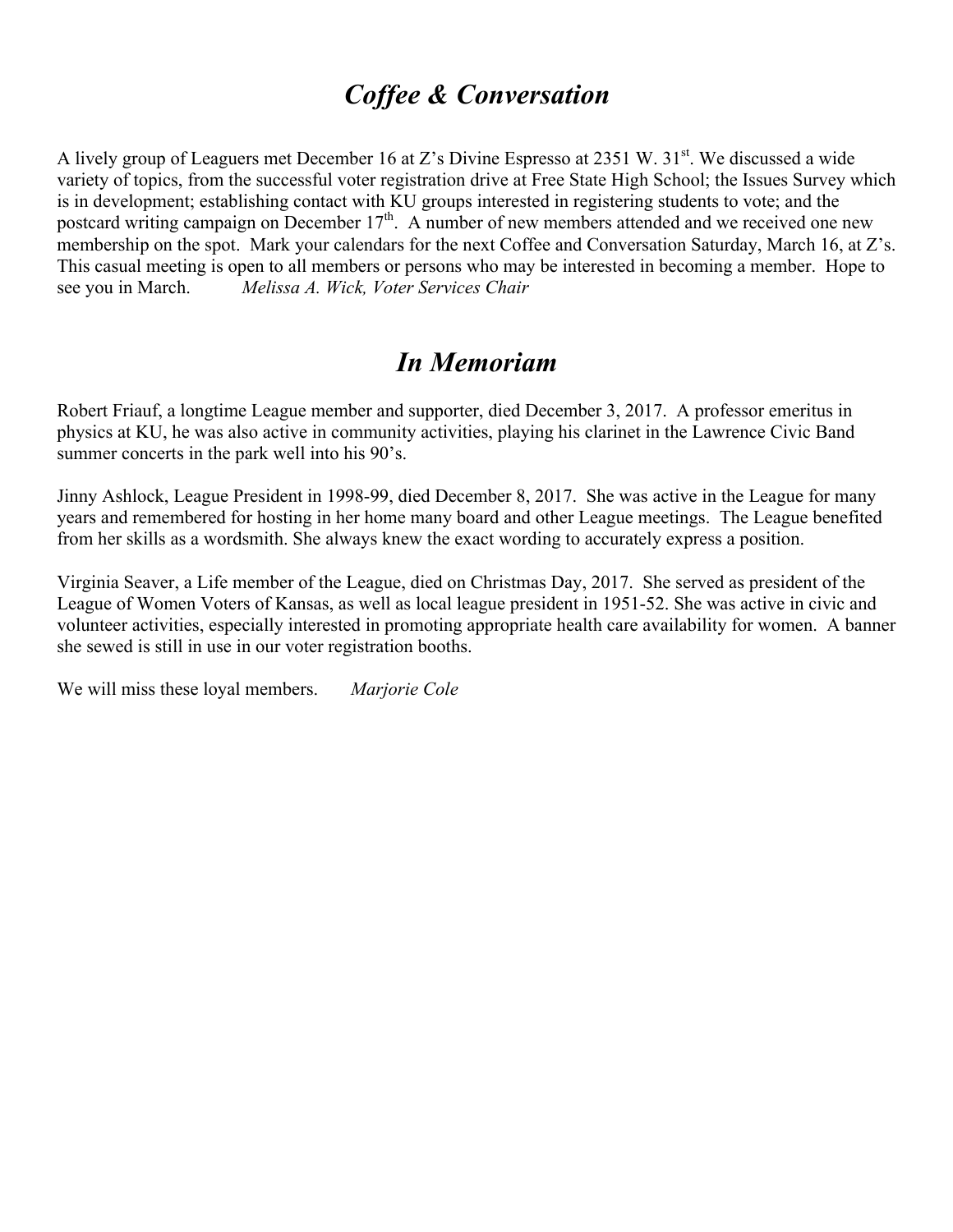# *Coffee & Conversation*

A lively group of Leaguers met December 16 at Z's Divine Espresso at 2351 W. 31st. We discussed a wide variety of topics, from the successful voter registration drive at Free State High School; the Issues Survey which is in development; establishing contact with KU groups interested in registering students to vote; and the postcard writing campaign on December 17th. A number of new members attended and we received one new membership on the spot. Mark your calendars for the next Coffee and Conversation Saturday, March 16, at Z's. This casual meeting is open to all members or persons who may be interested in becoming a member. Hope to see you in March. *Melissa A. Wick, Voter Services Chair*

# *In Memoriam*

Robert Friauf, a longtime League member and supporter, died December 3, 2017. A professor emeritus in physics at KU, he was also active in community activities, playing his clarinet in the Lawrence Civic Band summer concerts in the park well into his 90's.

Jinny Ashlock, League President in 1998-99, died December 8, 2017. She was active in the League for many years and remembered for hosting in her home many board and other League meetings. The League benefited from her skills as a wordsmith. She always knew the exact wording to accurately express a position.

Virginia Seaver, a Life member of the League, died on Christmas Day, 2017. She served as president of the League of Women Voters of Kansas, as well as local league president in 1951-52. She was active in civic and volunteer activities, especially interested in promoting appropriate health care availability for women. A banner she sewed is still in use in our voter registration booths.

We will miss these loyal members. *Marjorie Cole*